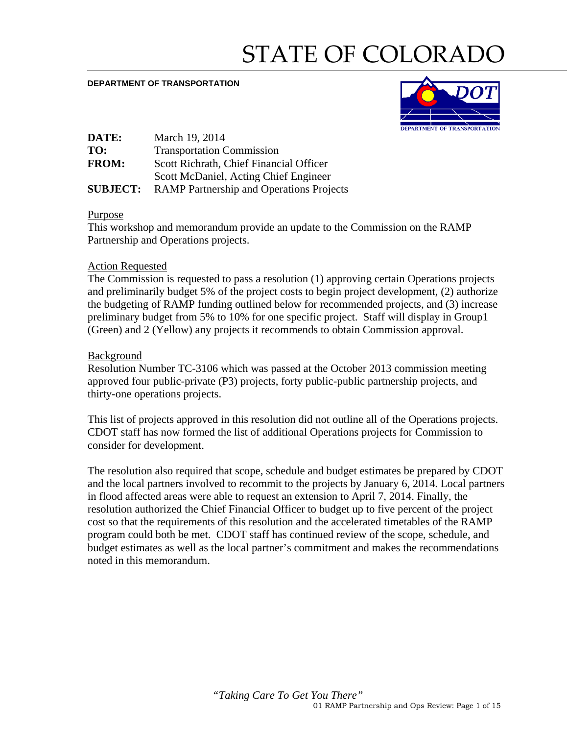# STATE OF COLORADO

**DEPARTMENT OF TRANSPORTATION**

| | |
|---|---|
| **DATE:** | March 19, 2014 |
| **TO:** | Transportation Commission |
| **FROM:** | Scott Richrath, Chief Financial Officer |
| | Scott McDaniel, Acting Chief Engineer |
| **SUBJECT:** | RAMP Partnership and Operations Projects |

## Purpose

This workshop and memorandum provide an update to the Commission on the RAMP Partnership and Operations projects.

## Action Requested

The Commission is requested to pass a resolution (1) approving certain Operations projects and preliminarily budget 5% of the project costs to begin project development, (2) authorize the budgeting of RAMP funding outlined below for recommended projects, and (3) increase preliminary budget from 5% to 10% for one specific project. Staff will display in Group1 (Green) and 2 (Yellow) any projects it recommends to obtain Commission approval.

## Background

Resolution Number TC-3106 which was passed at the October 2013 commission meeting approved four public-private (P3) projects, forty public-public partnership projects, and thirty-one operations projects.

This list of projects approved in this resolution did not outline all of the Operations projects. CDOT staff has now formed the list of additional Operations projects for Commission to consider for development.

The resolution also required that scope, schedule and budget estimates be prepared by CDOT and the local partners involved to recommit to the projects by January 6, 2014. Local partners in flood affected areas were able to request an extension to April 7, 2014. Finally, the resolution authorized the Chief Financial Officer to budget up to five percent of the project cost so that the requirements of this resolution and the accelerated timetables of the RAMP program could both be met. CDOT staff has continued review of the scope, schedule, and budget estimates as well as the local partner's commitment and makes the recommendations noted in this memorandum.

*"Taking Care To Get You There"*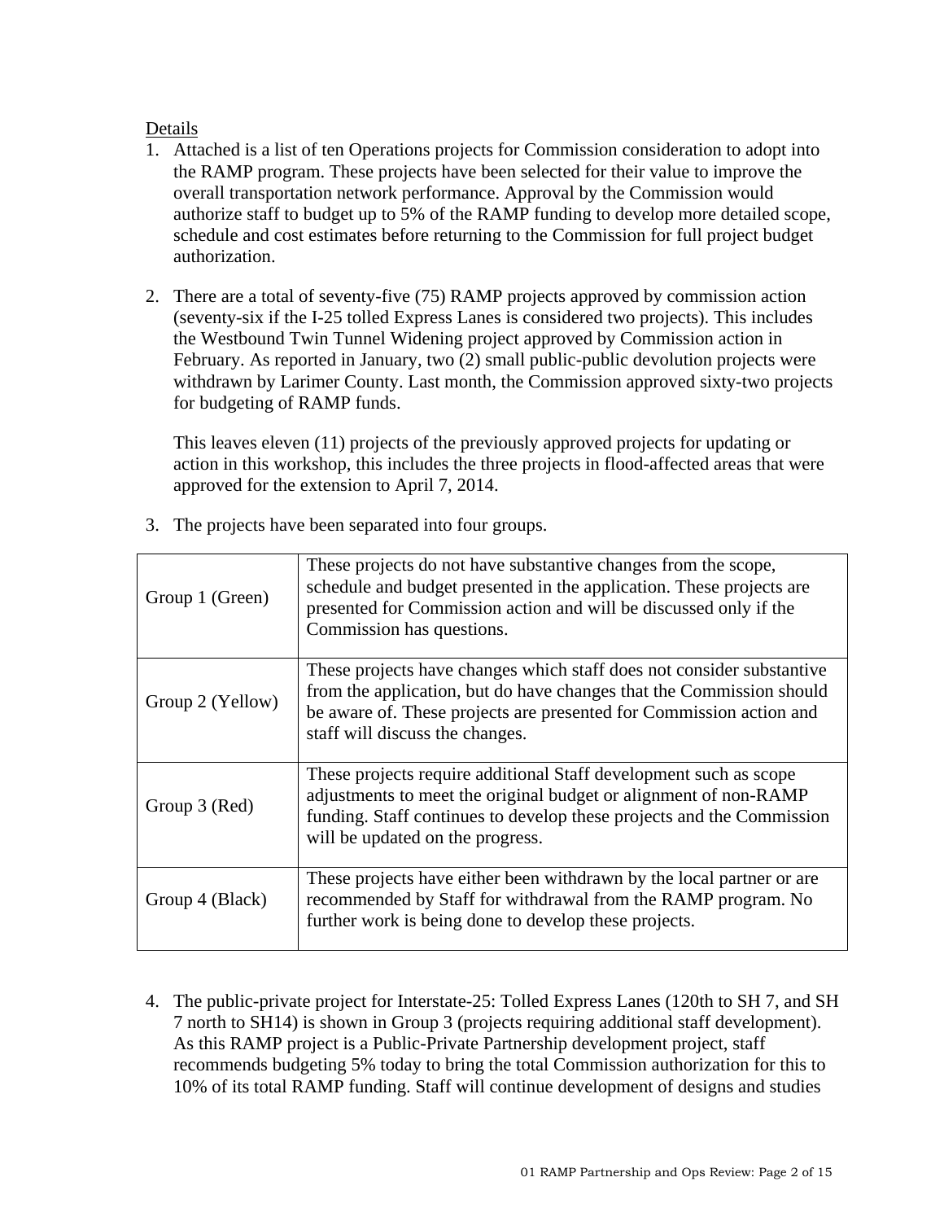Details

1. Attached is a list of ten Operations projects for Commission consideration to adopt into the RAMP program. These projects have been selected for their value to improve the overall transportation network performance. Approval by the Commission would authorize staff to budget up to 5% of the RAMP funding to develop more detailed scope, schedule and cost estimates before returning to the Commission for full project budget authorization.

2. There are a total of seventy-five (75) RAMP projects approved by commission action (seventy-six if the I-25 tolled Express Lanes is considered two projects). This includes the Westbound Twin Tunnel Widening project approved by Commission action in February. As reported in January, two (2) small public-public devolution projects were withdrawn by Larimer County. Last month, the Commission approved sixty-two projects for budgeting of RAMP funds.

   This leaves eleven (11) projects of the previously approved projects for updating or action in this workshop, this includes the three projects in flood-affected areas that were approved for the extension to April 7, 2014.

3. The projects have been separated into four groups.

| | |
|---|---|
| Group 1 (Green) | These projects do not have substantive changes from the scope, schedule and budget presented in the application. These projects are presented for Commission action and will be discussed only if the Commission has questions. |
| Group 2 (Yellow) | These projects have changes which staff does not consider substantive from the application, but do have changes that the Commission should be aware of. These projects are presented for Commission action and staff will discuss the changes. |
| Group 3 (Red) | These projects require additional Staff development such as scope adjustments to meet the original budget or alignment of non-RAMP funding. Staff continues to develop these projects and the Commission will be updated on the progress. |
| Group 4 (Black) | These projects have either been withdrawn by the local partner or are recommended by Staff for withdrawal from the RAMP program. No further work is being done to develop these projects. |

4. The public-private project for Interstate-25: Tolled Express Lanes (120th to SH 7, and SH 7 north to SH14) is shown in Group 3 (projects requiring additional staff development). As this RAMP project is a Public-Private Partnership development project, staff recommends budgeting 5% today to bring the total Commission authorization for this to 10% of its total RAMP funding. Staff will continue development of designs and studies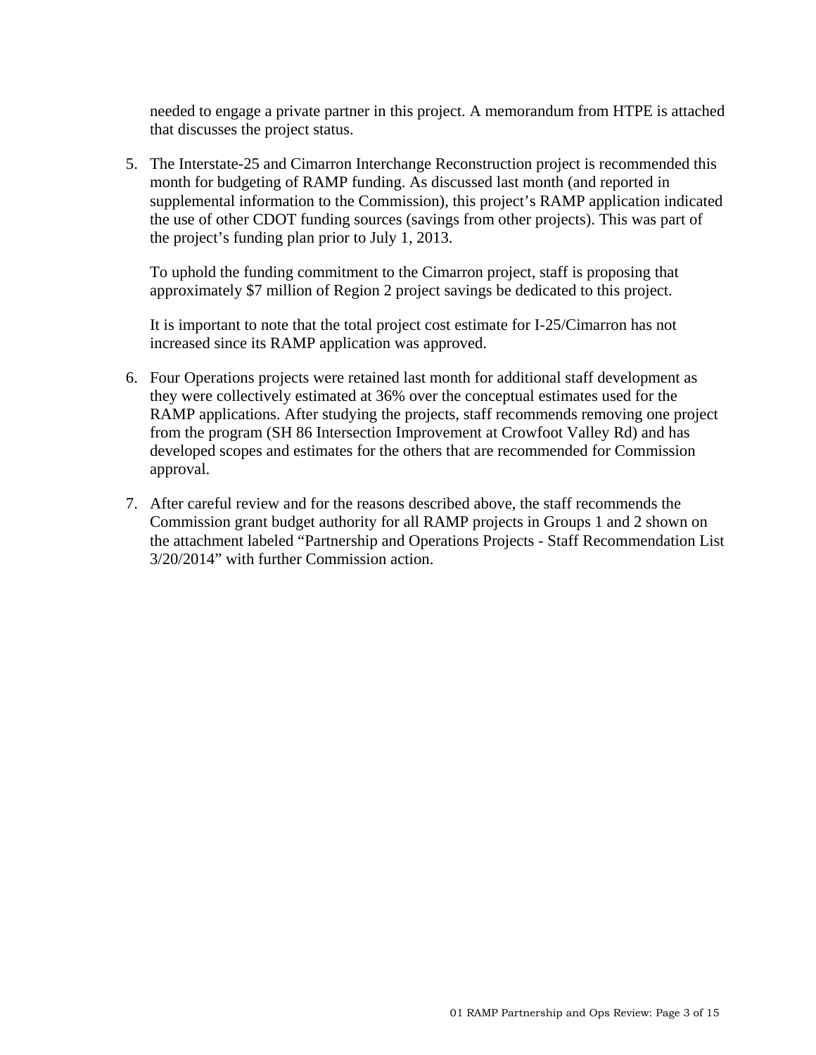needed to engage a private partner in this project. A memorandum from HTPE is attached that discusses the project status.

5. The Interstate-25 and Cimarron Interchange Reconstruction project is recommended this month for budgeting of RAMP funding. As discussed last month (and reported in supplemental information to the Commission), this project's RAMP application indicated the use of other CDOT funding sources (savings from other projects). This was part of the project's funding plan prior to July 1, 2013.

   To uphold the funding commitment to the Cimarron project, staff is proposing that approximately $7 million of Region 2 project savings be dedicated to this project.

   It is important to note that the total project cost estimate for I-25/Cimarron has not increased since its RAMP application was approved.

6. Four Operations projects were retained last month for additional staff development as they were collectively estimated at 36% over the conceptual estimates used for the RAMP applications. After studying the projects, staff recommends removing one project from the program (SH 86 Intersection Improvement at Crowfoot Valley Rd) and has developed scopes and estimates for the others that are recommended for Commission approval.

7. After careful review and for the reasons described above, the staff recommends the Commission grant budget authority for all RAMP projects in Groups 1 and 2 shown on the attachment labeled "Partnership and Operations Projects - Staff Recommendation List 3/20/2014" with further Commission action.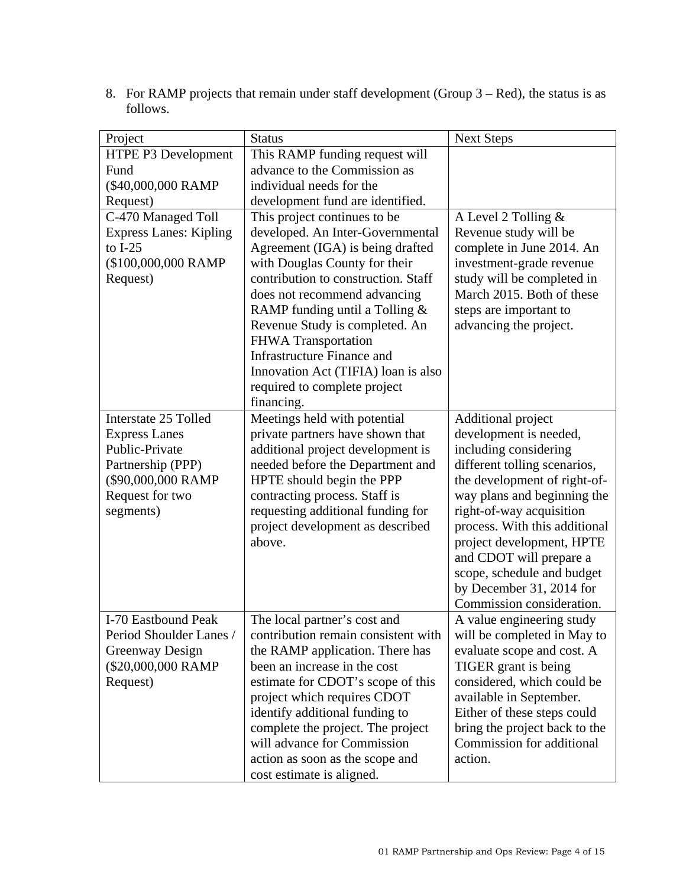8. For RAMP projects that remain under staff development (Group 3 – Red), the status is as follows.

| Project | Status | Next Steps |
|---|---|---|
| HTPE P3 Development Fund ($40,000,000 RAMP Request) | This RAMP funding request will advance to the Commission as individual needs for the development fund are identified. | |
| C-470 Managed Toll Express Lanes: Kipling to I-25 ($100,000,000 RAMP Request) | This project continues to be developed. An Inter-Governmental Agreement (IGA) is being drafted with Douglas County for their contribution to construction. Staff does not recommend advancing RAMP funding until a Tolling & Revenue Study is completed. An FHWA Transportation Infrastructure Finance and Innovation Act (TIFIA) loan is also required to complete project financing. | A Level 2 Tolling & Revenue study will be complete in June 2014. An investment-grade revenue study will be completed in March 2015. Both of these steps are important to advancing the project. |
| Interstate 25 Tolled Express Lanes Public-Private Partnership (PPP) ($90,000,000 RAMP Request for two segments) | Meetings held with potential private partners have shown that additional project development is needed before the Department and HPTE should begin the PPP contracting process. Staff is requesting additional funding for project development as described above. | Additional project development is needed, including considering different tolling scenarios, the development of right-of-way plans and beginning the right-of-way acquisition process. With this additional project development, HPTE and CDOT will prepare a scope, schedule and budget by December 31, 2014 for Commission consideration. |
| I-70 Eastbound Peak Period Shoulder Lanes / Greenway Design ($20,000,000 RAMP Request) | The local partner's cost and contribution remain consistent with the RAMP application. There has been an increase in the cost estimate for CDOT's scope of this project which requires CDOT identify additional funding to complete the project. The project will advance for Commission action as soon as the scope and cost estimate is aligned. | A value engineering study will be completed in May to evaluate scope and cost. A TIGER grant is being considered, which could be available in September. Either of these steps could bring the project back to the Commission for additional action. |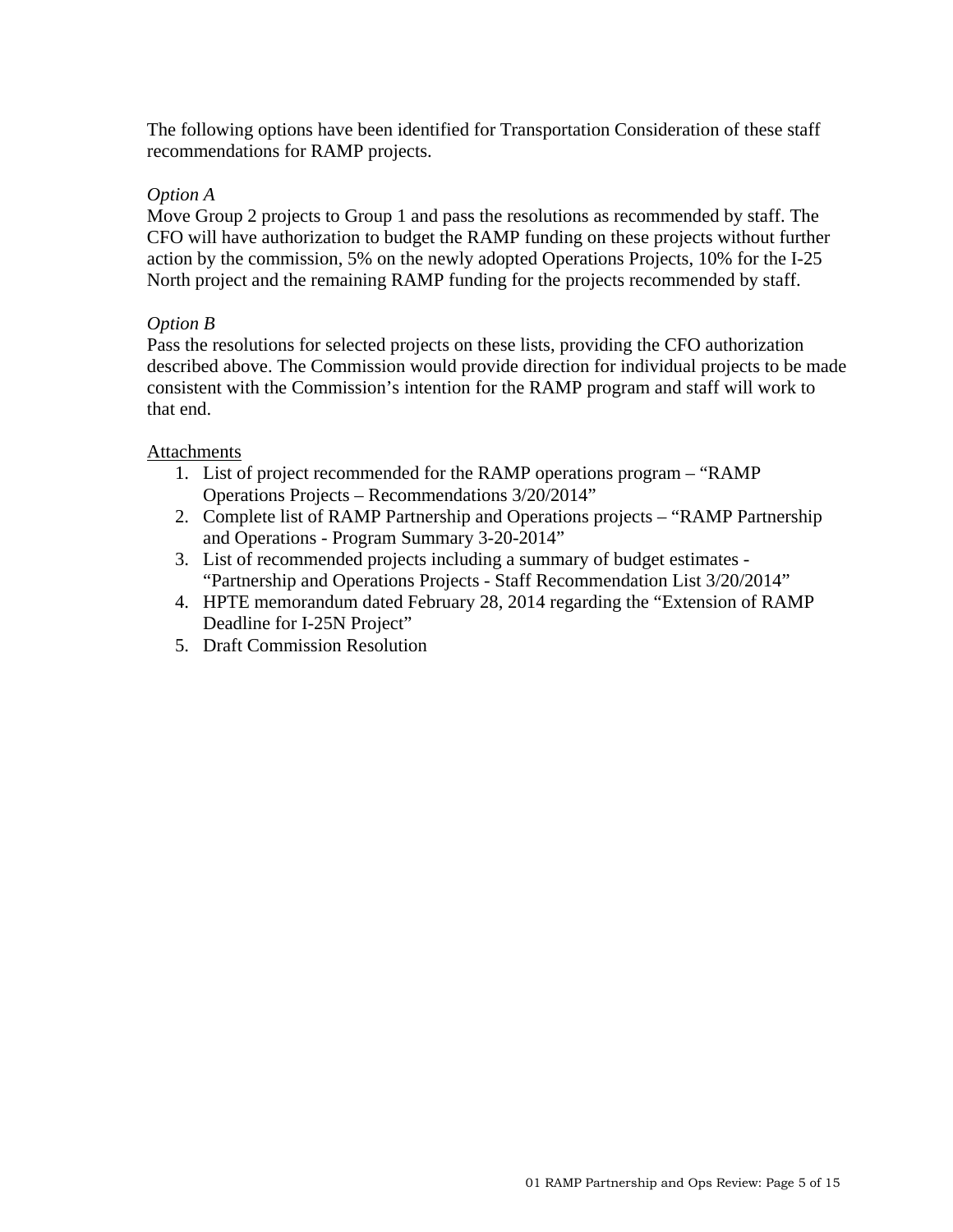The following options have been identified for Transportation Consideration of these staff recommendations for RAMP projects.

*Option A*

Move Group 2 projects to Group 1 and pass the resolutions as recommended by staff. The CFO will have authorization to budget the RAMP funding on these projects without further action by the commission, 5% on the newly adopted Operations Projects, 10% for the I-25 North project and the remaining RAMP funding for the projects recommended by staff.

*Option B*

Pass the resolutions for selected projects on these lists, providing the CFO authorization described above. The Commission would provide direction for individual projects to be made consistent with the Commission's intention for the RAMP program and staff will work to that end.

<u>Attachments</u>

1. List of project recommended for the RAMP operations program – "RAMP Operations Projects – Recommendations 3/20/2014"
2. Complete list of RAMP Partnership and Operations projects – "RAMP Partnership and Operations - Program Summary 3-20-2014"
3. List of recommended projects including a summary of budget estimates - "Partnership and Operations Projects - Staff Recommendation List 3/20/2014"
4. HPTE memorandum dated February 28, 2014 regarding the "Extension of RAMP Deadline for I-25N Project"
5. Draft Commission Resolution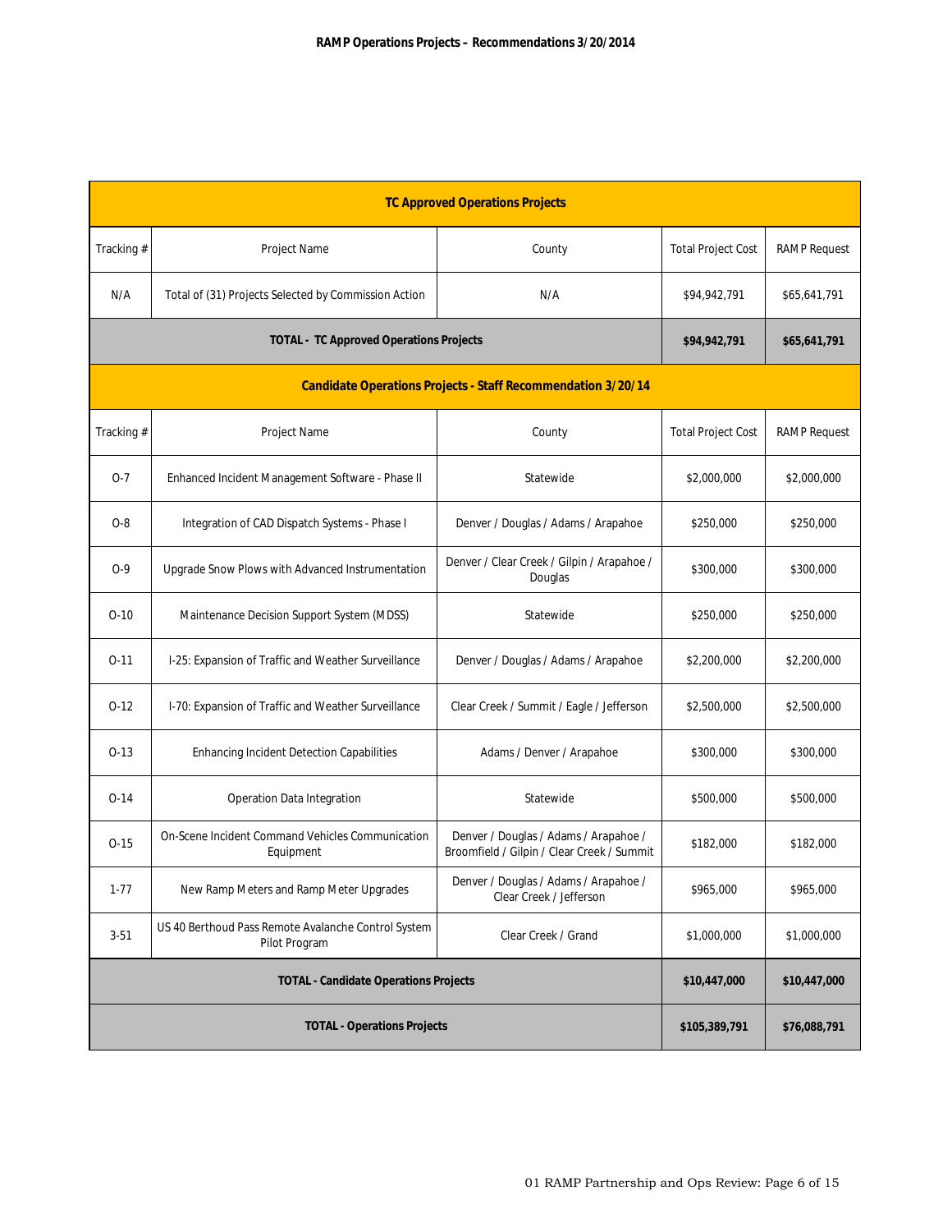# RAMP Operations Projects – Recommendations 3/20/2014

| TC Approved Operations Projects | | | | |
|---|---|---|---|---|
| Tracking # | Project Name | County | Total Project Cost | RAMP Request |
| N/A | Total of (31) Projects Selected by Commission Action | N/A | $94,942,791 | $65,641,791 |
| **TOTAL - TC Approved Operations Projects** | | | **$94,942,791** | **$65,641,791** |
| **Candidate Operations Projects - Staff Recommendation 3/20/14** | | | | |
| Tracking # | Project Name | County | Total Project Cost | RAMP Request |
| O-7 | Enhanced Incident Management Software - Phase II | Statewide | $2,000,000 | $2,000,000 |
| O-8 | Integration of CAD Dispatch Systems - Phase I | Denver / Douglas / Adams / Arapahoe | $250,000 | $250,000 |
| O-9 | Upgrade Snow Plows with Advanced Instrumentation | Denver / Clear Creek / Gilpin / Arapahoe / Douglas | $300,000 | $300,000 |
| O-10 | Maintenance Decision Support System (MDSS) | Statewide | $250,000 | $250,000 |
| O-11 | I-25: Expansion of Traffic and Weather Surveillance | Denver / Douglas / Adams / Arapahoe | $2,200,000 | $2,200,000 |
| O-12 | I-70: Expansion of Traffic and Weather Surveillance | Clear Creek / Summit / Eagle / Jefferson | $2,500,000 | $2,500,000 |
| O-13 | Enhancing Incident Detection Capabilities | Adams / Denver / Arapahoe | $300,000 | $300,000 |
| O-14 | Operation Data Integration | Statewide | $500,000 | $500,000 |
| O-15 | On-Scene Incident Command Vehicles Communication Equipment | Denver / Douglas / Adams / Arapahoe / Broomfield / Gilpin / Clear Creek / Summit | $182,000 | $182,000 |
| 1-77 | New Ramp Meters and Ramp Meter Upgrades | Denver / Douglas / Adams / Arapahoe / Clear Creek / Jefferson | $965,000 | $965,000 |
| 3-51 | US 40 Berthoud Pass Remote Avalanche Control System Pilot Program | Clear Creek / Grand | $1,000,000 | $1,000,000 |
| **TOTAL - Candidate Operations Projects** | | | **$10,447,000** | **$10,447,000** |
| **TOTAL - Operations Projects** | | | **$105,389,791** | **$76,088,791** |

01 RAMP Partnership and Ops Review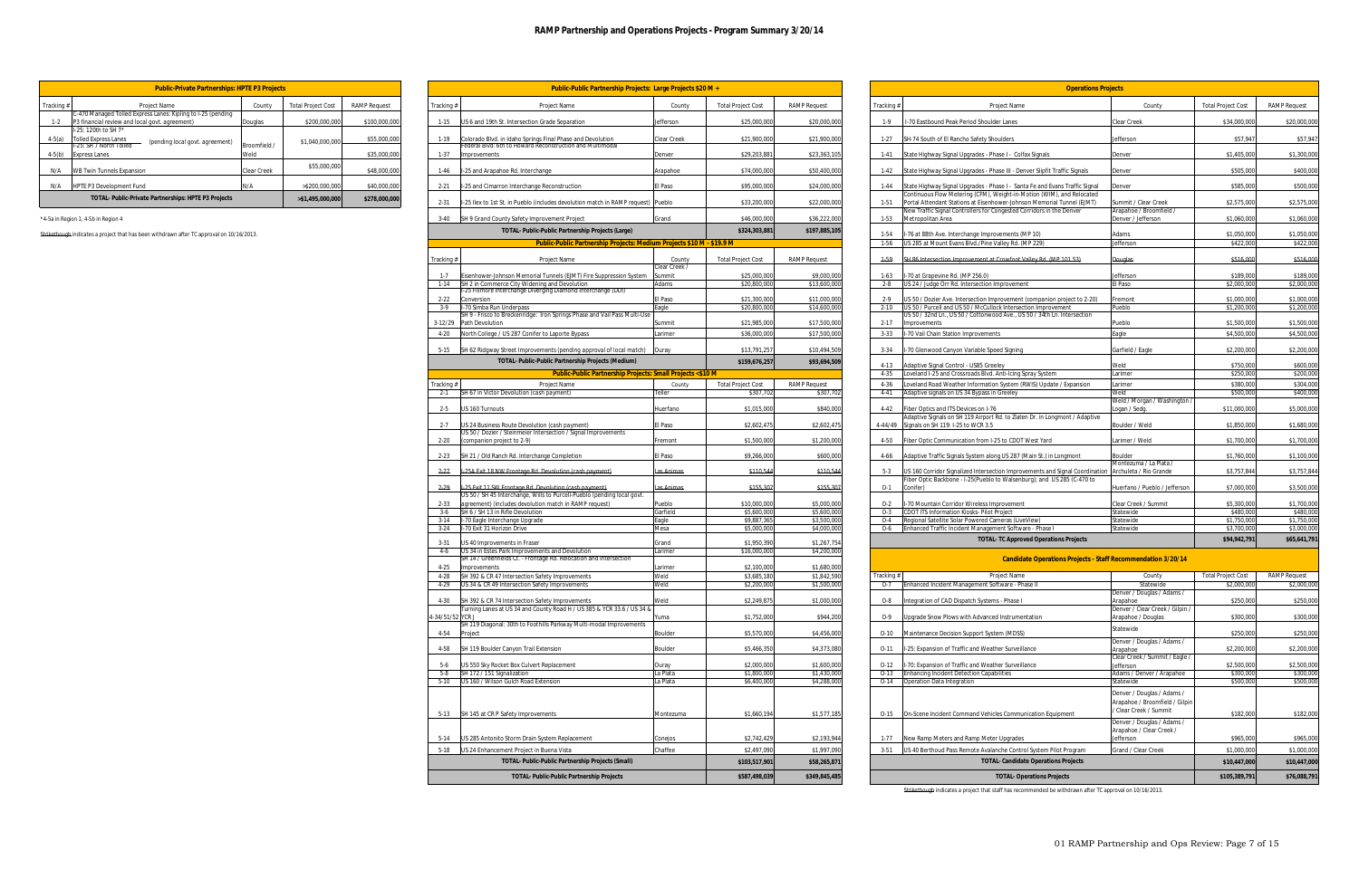# RAMP Partnership and Operations Projects - Program Summary 3/20/14

## Public-Private Partnerships: HPTE P3 Projects

| Tracking # | Project Name | County | Total Project Cost | RAMP Request |
|---|---|---|---|---|
| 1-2 | C-470 Managed Tolled Express Lanes: Kipling to I-25 (pending P3 financial review and local govt. agreement) | Douglas | $200,000,000 | $100,000,000 |
| 4-5(a) | I-25: 120th to SH 7* Tolled Express Lanes (pending local govt. agreement) | Broomfield / Weld | $1,040,000,000 | $55,000,000 |
| 4-5(b) | I-25: SH 7 North Tolled Express Lanes | | | $35,000,000 |
| N/A | WB Twin Tunnels Expansion | Clear Creek | $55,000,000 | $48,000,000 |
| N/A | HPTE P3 Development Fund | N/A | >$200,000,000 | $40,000,000 |
| | TOTAL- Public-Private Partnerships: HPTE P3 Projects | | >$1,495,000,000 | $278,000,000 |

*4-5a in Region 1, 4-5b in Region 4

~~Strikethough~~ indicates a project that has been withdrawn after TC approval on 10/16/2013.

## Public-Public Partnership Projects: Large Projects $20 M +

| Tracking # | Project Name | County | Total Project Cost | RAMP Request |
|---|---|---|---|---|
| 1-15 | US 6 and 19th St. Intersection Grade Separation | Jefferson | $25,000,000 | $20,000,000 |
| 1-19 | Colorado Blvd. in Idaho Springs Final Phase and Devolution | Clear Creek | $21,900,000 | $21,900,000 |
| 1-37 | Federal Blvd. 6th to Howard Reconstruction and Multimodal Improvements | Denver | $29,203,881 | $23,363,105 |
| 1-46 | I-25 and Arapahoe Rd. Interchange | Arapahoe | $74,000,000 | $50,400,000 |
| 2-21 | I-25 and Cimarron Interchange Reconstruction | El Paso | $95,000,000 | $24,000,000 |
| 2-31 | I-25 Ilex to 1st St. in Pueblo (includes devolution match in RAMP request) | Pueblo | $33,200,000 | $22,000,000 |
| 3-40 | SH 9 Grand County Safety Improvement Project | Grand | $46,000,000 | $36,222,000 |
| | TOTAL- Public-Public Partnership Projects (Large) | | $324,303,881 | $197,885,105 |

## Public-Public Partnership Projects: Medium Projects $10 M - $19.9 M

| Tracking # | Project Name | County | Total Project Cost | RAMP Request |
|---|---|---|---|---|
| 1-7 | Eisenhower-Johnson Memorial Tunnels (EJMT) Fire Suppression System | Clear Creek / Summit | $25,000,000 | $9,000,000 |
| 1-14 | SH 2 in Commerce City Widening and Devolution | Adams | $20,800,000 | $13,600,000 |
| 2-22 | I-25 Fillmore Interchange Diverging Diamond Interchange (DDI) Conversion | El Paso | $21,300,000 | $11,000,000 |
| 3-9 | I-70 Simba Run Underpass | Eagle | $20,800,000 | $14,600,000 |
| 3-12/29 | SH 9 - Frisco to Breckenridge: Iron Springs Phase and Vail Pass Multi-Use Path Devolution | Summit | $21,985,000 | $17,500,000 |
| 4-20 | North College / US 287 Conifer to Laporte Bypass | Larimer | $36,000,000 | $17,500,000 |
| 5-15 | SH 62 Ridgway Street Improvements (pending approval of local match) | Ouray | $13,791,257 | $10,494,509 |
| | TOTAL- Public-Public Partnership Projects (Medium) | | $159,676,257 | $93,694,509 |

## Public-Public Partnership Projects: Small Projects <$10 M

| Tracking # | Project Name | County | Total Project Cost | RAMP Request |
|---|---|---|---|---|
| 2-1 | SH 67 in Victor Devolution (cash payment) | Teller | $307,702 | $307,702 |
| 2-5 | US 160 Turnouts | Huerfano | $1,015,000 | $840,000 |
| 2-7 | US 24 Business Route Devolution (cash payment) | El Paso | $2,602,475 | $2,602,475 |
| 2-20 | US 50 / Dozier / Steinmeier Intersection / Signal Improvements (companion project to 2-9) | Fremont | $1,500,000 | $1,200,000 |
| 2-23 | SH 21 / Old Ranch Rd. Interchange Completion | El Paso | $9,266,000 | $600,000 |
| ~~2-27~~ | ~~I-25A Exit 18 NW Frontage Rd. Devolution (cash payment)~~ | ~~Las Animas~~ | ~~$110,544~~ | ~~$110,544~~ |
| ~~2-29~~ | ~~I-25 Exit 11 SW Frontage Rd. Devolution (cash payment)~~ | ~~Las Animas~~ | ~~$155,302~~ | ~~$155,302~~ |
| 2-33 | US 50 / SH 45 Interchange, Wills to Purcell-Pueblo (pending local govt. agreement) (includes devolution match in RAMP request) | Pueblo | $10,000,000 | $5,000,000 |
| 3-6 | SH 6 / SH 13 in Rifle Devolution | Garfield | $5,600,000 | $5,600,000 |
| 3-14 | I-70 Eagle Interchange Upgrade | Eagle | $9,887,365 | $3,500,000 |
| 3-24 | I-70 Exit 31 Horizon Drive | Mesa | $5,000,000 | $4,000,000 |
| 3-31 | US 40 Improvements in Fraser | Grand | $1,950,390 | $1,267,754 |
| 4-6 | US 34 in Estes Park Improvements and Devolution | Larimer | $16,000,000 | $4,200,000 |
| 4-25 | SH 14 / Greenfields Ct. - Frontage Rd. Relocation and Intersection Improvements | Larimer | $2,100,000 | $1,680,000 |
| 4-28 | SH 392 & CR 47 Intersection Safety Improvements | Weld | $3,685,180 | $1,842,590 |
| 4-29 | US 34 & CR 49 Intersection Safety Improvements | Weld | $2,200,000 | $1,500,000 |
| 4-30 | SH 392 & CR 74 Intersection Safety Improvements | Weld | $2,249,875 | $1,000,000 |
| 4-34/51/52 | Turning Lanes at US 34 and County Road H / US 385 & YCR 33.6 / US 34 & YCR J | Yuma | $1,752,000 | $944,200 |
| 4-54 | SH 119 Diagonal: 30th to Foothills Parkway Multi-modal Improvements Project | Boulder | $5,570,000 | $4,456,000 |
| 4-58 | SH 119 Boulder Canyon Trail Extension | Boulder | $5,466,350 | $4,373,080 |
| 5-6 | US 550 Sky Rocket Box Culvert Replacement | Ouray | $2,000,000 | $1,600,000 |
| 5-8 | SH 172 / 151 Signalization | La Plata | $1,800,000 | $1,430,000 |
| 5-10 | US 160 / Wilson Gulch Road Extension | La Plata | $6,400,000 | $4,288,000 |
| 5-13 | SH 145 at CR P Safety Improvements | Montezuma | $1,660,194 | $1,577,185 |
| 5-14 | US 285 Antonito Storm Drain System Replacement | Conejos | $2,742,429 | $2,193,944 |
| 5-18 | US 24 Enhancement Project in Buena Vista | Chaffee | $2,497,090 | $1,997,090 |
| | TOTAL- Public-Public Partnership Projects (Small) | | $103,517,901 | $58,265,871 |
| | TOTAL- Public-Public Partnership Projects | | $587,498,039 | $349,845,485 |

## Operations Projects

| Tracking # | Project Name | County | Total Project Cost | RAMP Request |
|---|---|---|---|---|
| 1-9 | I-70 Eastbound Peak Period Shoulder Lanes | Clear Creek | $34,000,000 | $20,000,000 |
| 1-27 | SH-74 South of El Rancho Safety Shoulders | Jefferson | $57,947 | $57,947 |
| 1-41 | State Highway Signal Upgrades - Phase I - Colfax Signals | Denver | $1,405,000 | $1,300,000 |
| 1-42 | State Highway Signal Upgrades - Phase III - Denver Slipfit Traffic Signals | Denver | $505,000 | $400,000 |
| 1-44 | State Highway Signal Upgrades - Phase I - Santa Fe and Evans Traffic Signal | Denver | $585,000 | $500,000 |
| 1-51 | Continuous Flow Metering (CFM), Weight-in-Motion (WIM), and Relocated Portal Attendant Stations at Eisenhower-Johnson Memorial Tunnel (EJMT) | Summit / Clear Creek | $2,575,000 | $2,575,000 |
| 1-53 | New Traffic Signal Controllers for Congested Corridors in the Denver Metropolitan Area | Arapahoe / Broomfield / Denver / Jefferson | $1,060,000 | $1,060,000 |
| 1-54 | I-76 at 88th Ave. Interchange Improvements (MP 10) | Adams | $1,050,000 | $1,050,000 |
| 1-56 | US 285 at Mount Evans Blvd./Pine Valley Rd. (MP 229) | Jefferson | $422,000 | $422,000 |
| ~~1-59~~ | ~~SH 86 Intersection Improvement at Crowfoot Valley Rd. (MP 101.53)~~ | ~~Douglas~~ | ~~$516,000~~ | ~~$516,000~~ |
| 1-63 | I-70 at Grapevine Rd. (MP 256.0) | Jefferson | $189,000 | $189,000 |
| 2-8 | US 24 / Judge Orr Rd. Intersection Improvement | El Paso | $2,000,000 | $2,000,000 |
| 2-9 | US 50 / Dozier Ave. Intersection Improvement (companion project to 2-20) | Fremont | $1,000,000 | $1,000,000 |
| 2-10 | US 50 / Purcell and US 50 / McCulloch Intersection Improvement | Pueblo | $1,200,000 | $1,200,000 |
| 2-17 | US 50 / 32nd Ln., US 50 / Cottonwood Ave., US 50 / 34th Ln. Intersection Improvements | Pueblo | $1,500,000 | $1,500,000 |
| 3-33 | I-70 Vail Chain Station Improvements | Eagle | $4,500,000 | $4,500,000 |
| 3-34 | I-70 Glenwood Canyon Variable Speed Signing | Garfield / Eagle | $2,200,000 | $2,200,000 |
| 4-13 | Adaptive Signal Control - US85 Greeley | Weld | $750,000 | $600,000 |
| 4-35 | Loveland I-25 and Crossroads Blvd. Anti-Icing Spray System | Larimer | $250,000 | $200,000 |
| 4-36 | Loveland Road Weather Information System (RWIS) Update / Expansion | Larimer | $380,000 | $304,000 |
| 4-41 | Adaptive signals on US 34 Bypass in Greeley | Weld | $500,000 | $400,000 |
| 4-42 | Fiber Optics and ITS Devices on I-76 | Weld / Morgan / Washington / Logan / Sedg. | $11,000,000 | $5,000,000 |
| 4-44/49 | Adaptive Signals on SH 119 Airport Rd. to Zlaten Dr. in Longmont / Adaptive Signals on SH 119: I-25 to WCR 3.5 | Boulder / Weld | $1,850,000 | $1,680,000 |
| 4-50 | Fiber Optic Communication from I-25 to CDOT West Yard | Larimer / Weld | $1,700,000 | $1,700,000 |
| 4-66 | Adaptive Traffic Signals System along US 287 (Main St.) in Longmont | Boulder | $1,760,000 | $1,100,000 |
| 5-3 | US 160 Corridor Signalized Intersection Improvements and Signal Coordination | Montezuma / La Plata / Archuleta / Rio Grande | $3,757,844 | $3,757,844 |
| O-1 | Fiber Optic Backbone - I-25(Pueblo to Walsenburg); and US 285 (C-470 to Conifer) | Huerfano / Pueblo / Jefferson | $7,000,000 | $3,500,000 |
| O-2 | I-70 Mountain Corridor Wireless Improvement | Clear Creek / Summit | $5,300,000 | $1,700,000 |
| O-3 | CDOT ITS Information Kiosks- Pilot Project | Statewide | $480,000 | $480,000 |
| O-4 | Regional Satellite Solar Powered Cameras (LiveView) | Statewide | $1,750,000 | $1,750,000 |
| O-6 | Enhanced Traffic Incident Management Software - Phase I | Statewide | $3,700,000 | $3,000,000 |
| | TOTAL- TC Approved Operations Projects | | $94,942,791 | $65,641,791 |

## Candidate Operations Projects - Staff Recommendation 3/20/14

| Tracking # | Project Name | County | Total Project Cost | RAMP Request |
|---|---|---|---|---|
| O-7 | Enhanced Incident Management Software - Phase II | Statewide | $2,000,000 | $2,000,000 |
| O-8 | Integration of CAD Dispatch Systems - Phase I | Denver / Douglas / Adams / Arapahoe | $250,000 | $250,000 |
| O-9 | Upgrade Snow Plows with Advanced Instrumentation | Denver / Clear Creek / Gilpin / Arapahoe / Douglas | $300,000 | $300,000 |
| O-10 | Maintenance Decision Support System (MDSS) | Statewide | $250,000 | $250,000 |
| O-11 | I-25: Expansion of Traffic and Weather Surveillance | Denver / Douglas / Adams / Arapahoe | $2,200,000 | $2,200,000 |
| O-12 | I-70: Expansion of Traffic and Weather Surveillance | Clear Creek / Summit / Eagle / Jefferson | $2,500,000 | $2,500,000 |
| O-13 | Enhancing Incident Detection Capabilities | Adams / Denver / Arapahoe | $300,000 | $300,000 |
| O-14 | Operation Data Integration | Statewide | $500,000 | $500,000 |
| O-15 | On-Scene Incident Command Vehicles Communication Equipment | Denver / Douglas / Adams / Arapahoe / Broomfield / Gilpin / Clear Creek / Summit | $182,000 | $182,000 |
| 1-77 | New Ramp Meters and Ramp Meter Upgrades | Denver / Douglas / Adams / Arapahoe / Clear Creek / Jefferson | $965,000 | $965,000 |
| 3-51 | US 40 Berthoud Pass Remote Avalanche Control System Pilot Program | Grand / Clear Creek | $1,000,000 | $1,000,000 |
| | TOTAL- Candidate Operations Projects | | $10,447,000 | $10,447,000 |
| | TOTAL- Operations Projects | | $105,389,791 | $76,088,791 |

~~Strikethough~~ indicates a project that staff has recommended be withdrawn after TC approval on 10/16/2013.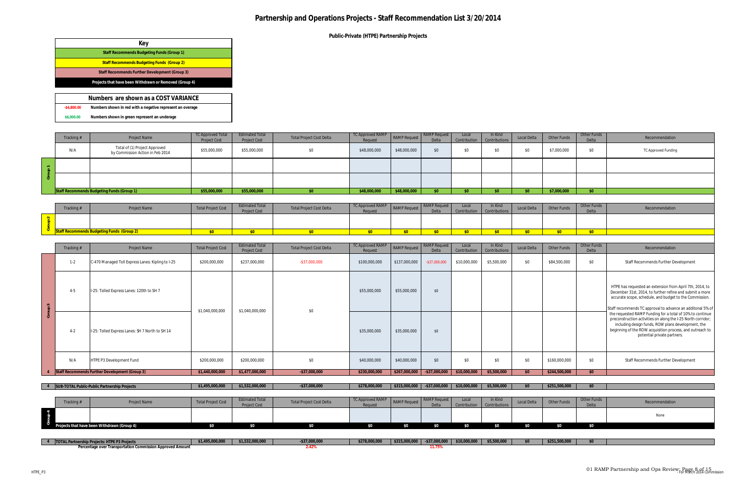# Partnership and Operations Projects - Staff Recommendation List 3/20/2014

**Public-Private (HTPE) Partnership Projects**

| Key |
|---|
| Staff Recommends Budgeting Funds (Group 1) |
| Staff Recommends Budgeting Funds (Group 2) |
| Staff Recommends Further Development (Group 3) |
| Projects that have been Withdrawn or Removed (Group 4) |

| Numbers are shown as a COST VARIANCE | |
|---|---|
| -$4,800.00 | Numbers shown in red with a negative represent an overage |
| $6,000.00 | Numbers shown in green represent an underage |

| | Tracking # | Project Name | TC Approved Total Project Cost | Estimated Total Project Cost | Total Project Cost Delta | TC Approved RAMP Request | RAMP Request | RAMP Request Delta | Local Contribution | In Kind Contributions | Local Delta | Other Funds | Other Funds Delta | Recommendation |
|---|---|---|---|---|---|---|---|---|---|---|---|---|---|---|
| | N/A | Total of (1) Project Approved by Commission Action in Feb 2014 | $55,000,000 | $55,000,000 | $0 | $48,000,000 | $48,000,000 | $0 | $0 | $0 | $0 | $7,000,000 | $0 | TC Approved Funding |
| Group 1 | | | | | | | | | | | | | | |
| | | | | | | | | | | | | | | |
| | | **Staff Recommends Budgeting Funds (Group 1)** | **$55,000,000** | **$55,000,000** | **$0** | **$48,000,000** | **$48,000,000** | **$0** | **$0** | **$0** | **$0** | **$7,000,000** | **$0** | |

| | Tracking # | Project Name | Total Project Cost | Estimated Total Project Cost | Total Project Cost Delta | TC Approved RAMP Request | RAMP Request | RAMP Request Delta | Local Contribution | In Kind Contributions | Local Delta | Other Funds | Other Funds Delta | Recommendation |
|---|---|---|---|---|---|---|---|---|---|---|---|---|---|---|
| Group 2 | | | | | | | | | | | | | | |
| | | **Staff Recommends Budgeting Funds (Group 2)** | **$0** | **$0** | **$0** | **$0** | **$0** | **$0** | **$0** | **$0** | **$0** | **$0** | **$0** | |

| | Tracking # | Project Name | Total Project Cost | Estimated Total Project Cost | Total Project Cost Delta | TC Approved RAMP Request | RAMP Request | RAMP Request Delta | Local Contribution | In Kind Contributions | Local Delta | Other Funds | Other Funds Delta | Recommendation |
|---|---|---|---|---|---|---|---|---|---|---|---|---|---|---|
| Group 3 | 1-2 | C-470 Managed Toll Express Lanes: Kipling to I-25 | $200,000,000 | $237,000,000 | -$37,000,000 | $100,000,000 | $137,000,000 | -$37,000,000 | $10,000,000 | $5,500,000 | $0 | $84,500,000 | $0 | Staff Recommends Further Development |
| | 4-5 | I-25: Tolled Express Lanes: 120th to SH 7 | $1,040,000,000 | $1,040,000,000 | $0 | $55,000,000 | $55,000,000 | $0 | | | | | | HTPE has requested an extension from April 7th, 2014, to December 31st, 2014, to further refine and submit a more accurate scope, schedule, and budget to the Commission. Staff recommends TC approval to advance an additonal 5% of the requested RAMP Funding for a total of 10% to continue preconstruction activities on along the I-25 North corridor; including design funds, ROW plans development, the beginning of the ROW acquisition process, and outreach to potential private partners. |
| | 4-2 | I-25: Tolled Express Lanes: SH 7 North to SH 14 | | | | $35,000,000 | $35,000,000 | $0 | | | | | | |
| | N/A | HTPE P3 Development Fund | $200,000,000 | $200,000,000 | $0 | $40,000,000 | $40,000,000 | $0 | $0 | $0 | $0 | $160,000,000 | $0 | Staff Recommends Further Development |
| 4 | | **Staff Recommends Further Development (Group 3)** | **$1,440,000,000** | **$1,477,000,000** | **-$37,000,000** | **$230,000,000** | **$267,000,000** | **-$37,000,000** | **$10,000,000** | **$5,500,000** | **$0** | **$244,500,000** | **$0** | |

| | | | | | | | | | | | | | | |
|---|---|---|---|---|---|---|---|---|---|---|---|---|---|---|
| 4 | | **SUB-TOTAL Public-Public Partnership Projects** | **$1,495,000,000** | **$1,532,000,000** | **-$37,000,000** | **$278,000,000** | **$315,000,000** | **-$37,000,000** | **$10,000,000** | **$5,500,000** | **$0** | **$251,500,000** | **$0** | |

| | Tracking # | Project Name | Total Project Cost | Estimated Total Project Cost | Total Project Cost Delta | TC Approved RAMP Request | RAMP Request | RAMP Request Delta | Local Contribution | In Kind Contributions | Local Delta | Other Funds | Other Funds Delta | Recommendation |
|---|---|---|---|---|---|---|---|---|---|---|---|---|---|---|
| Group 4 | | | | | | | | | | | | | | None |
| | | **Projects that have been Withdrawn (Group 4)** | **$0** | **$0** | **$0** | **$0** | **$0** | **$0** | **$0** | **$0** | **$0** | **$0** | **$0** | |

| | | | | | | | | | | | | | | |
|---|---|---|---|---|---|---|---|---|---|---|---|---|---|---|
| 4 | | **TOTAL Partnership Projects: HTPE P3 Projects** | **$1,495,000,000** | **$1,532,000,000** | **-$37,000,000** | **$278,000,000** | **$315,000,000** | **-$37,000,000** | **$10,000,000** | **$5,500,000** | **$0** | **$251,500,000** | **$0** | |
| | | **Percentage over Transportation Commission Approved Amount** | | | **2.42%** | | | **11.75%** | | | | | | |

HTPE_P3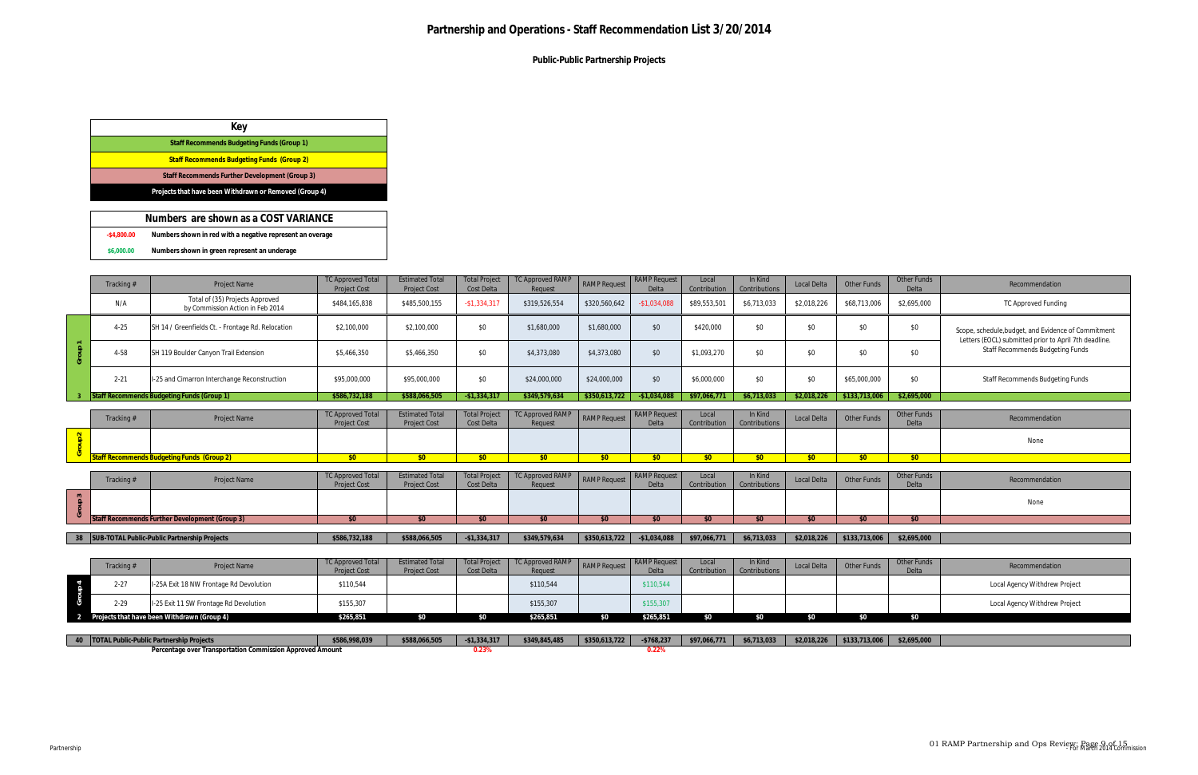# Partnership and Operations - Staff Recommendation List 3/20/2014

**Public-Public Partnership Projects**

| Key |
|---|
| Staff Recommends Budgeting Funds (Group 1) |
| Staff Recommends Budgeting Funds (Group 2) |
| Staff Recommends Further Development (Group 3) |
| Projects that have been Withdrawn or Removed (Group 4) |

| Numbers are shown as a COST VARIANCE | |
|---|---|
| -$4,800.00 | Numbers shown in red with a negative represent an overage |
| $6,000.00 | Numbers shown in green represent an underage |

| | Tracking # | Project Name | TC Approved Total Project Cost | Estimated Total Project Cost | Total Project Cost Delta | TC Approved RAMP Request | RAMP Request | RAMP Request Delta | Local Contribution | In Kind Contributions | Local Delta | Other Funds | Other Funds Delta | Recommendation |
|---|---|---|---|---|---|---|---|---|---|---|---|---|---|---|
| | N/A | Total of (35) Projects Approved by Commission Action in Feb 2014 | $484,165,838 | $485,500,155 | -$1,334,317 | $319,526,554 | $320,560,642 | -$1,034,088 | $89,553,501 | $6,713,033 | $2,018,226 | $68,713,006 | $2,695,000 | TC Approved Funding |
| Group 1 | 4-25 | SH 14 / Greenfields Ct. - Frontage Rd. Relocation | $2,100,000 | $2,100,000 | $0 | $1,680,000 | $1,680,000 | $0 | $420,000 | $0 | $0 | $0 | $0 | Scope, schedule,budget, and Evidence of Commitment Letters (EOCL) submitted prior to April 7th deadline. Staff Recommends Budgeting Funds |
| Group 1 | 4-58 | SH 119 Boulder Canyon Trail Extension | $5,466,350 | $5,466,350 | $0 | $4,373,080 | $4,373,080 | $0 | $1,093,270 | $0 | $0 | $0 | $0 | |
| Group 1 | 2-21 | I-25 and Cimarron Interchange Reconstruction | $95,000,000 | $95,000,000 | $0 | $24,000,000 | $24,000,000 | $0 | $6,000,000 | $0 | $0 | $65,000,000 | $0 | Staff Recommends Budgeting Funds |
| 3 | | Staff Recommends Budgeting Funds (Group 1) | $586,732,188 | $588,066,505 | -$1,334,317 | $349,579,634 | $350,613,722 | -$1,034,088 | $97,066,771 | $6,713,033 | $2,018,226 | $133,713,006 | $2,695,000 | |

| | Tracking # | Project Name | TC Approved Total Project Cost | Estimated Total Project Cost | Total Project Cost Delta | TC Approved RAMP Request | RAMP Request | RAMP Request Delta | Local Contribution | In Kind Contributions | Local Delta | Other Funds | Other Funds Delta | Recommendation |
|---|---|---|---|---|---|---|---|---|---|---|---|---|---|---|
| Group 2 | | | | | | | | | | | | | | None |
| | | Staff Recommends Budgeting Funds (Group 2) | $0 | $0 | $0 | $0 | $0 | $0 | $0 | $0 | $0 | $0 | $0 | |

| | Tracking # | Project Name | TC Approved Total Project Cost | Estimated Total Project Cost | Total Project Cost Delta | TC Approved RAMP Request | RAMP Request | RAMP Request Delta | Local Contribution | In Kind Contributions | Local Delta | Other Funds | Other Funds Delta | Recommendation |
|---|---|---|---|---|---|---|---|---|---|---|---|---|---|---|
| Group 3 | | | | | | | | | | | | | | None |
| | | Staff Recommends Further Development (Group 3) | $0 | $0 | $0 | $0 | $0 | $0 | $0 | $0 | $0 | $0 | $0 | |

| | | | | | | | | | | | | | | |
|---|---|---|---|---|---|---|---|---|---|---|---|---|---|---|
| 38 | | SUB-TOTAL Public-Public Partnership Projects | $586,732,188 | $588,066,505 | -$1,334,317 | $349,579,634 | $350,613,722 | -$1,034,088 | $97,066,771 | $6,713,033 | $2,018,226 | $133,713,006 | $2,695,000 | |

| | Tracking # | Project Name | TC Approved Total Project Cost | Estimated Total Project Cost | Total Project Cost Delta | TC Approved RAMP Request | RAMP Request | RAMP Request Delta | Local Contribution | In Kind Contributions | Local Delta | Other Funds | Other Funds Delta | Recommendation |
|---|---|---|---|---|---|---|---|---|---|---|---|---|---|---|
| Group 4 | 2-27 | I-25A Exit 18 NW Frontage Rd Devolution | $110,544 | | | $110,544 | | $110,544 | | | | | | Local Agency Withdrew Project |
| Group 4 | 2-29 | I-25 Exit 11 SW Frontage Rd Devolution | $155,307 | | | $155,307 | | $155,307 | | | | | | Local Agency Withdrew Project |
| 2 | | Projects that have been Withdrawn (Group 4) | $265,851 | $0 | $0 | $265,851 | $0 | $265,851 | $0 | $0 | $0 | $0 | $0 | |

| | | | | | | | | | | | | | | |
|---|---|---|---|---|---|---|---|---|---|---|---|---|---|---|
| 40 | | TOTAL Public-Public Partnership Projects | $586,998,039 | $588,066,505 | -$1,334,317 | $349,845,485 | $350,613,722 | -$768,237 | $97,066,771 | $6,713,033 | $2,018,226 | $133,713,006 | $2,695,000 | |
| | | Percentage over Transportation Commission Approved Amount | | | 0.23% | | | 0.22% | | | | | | |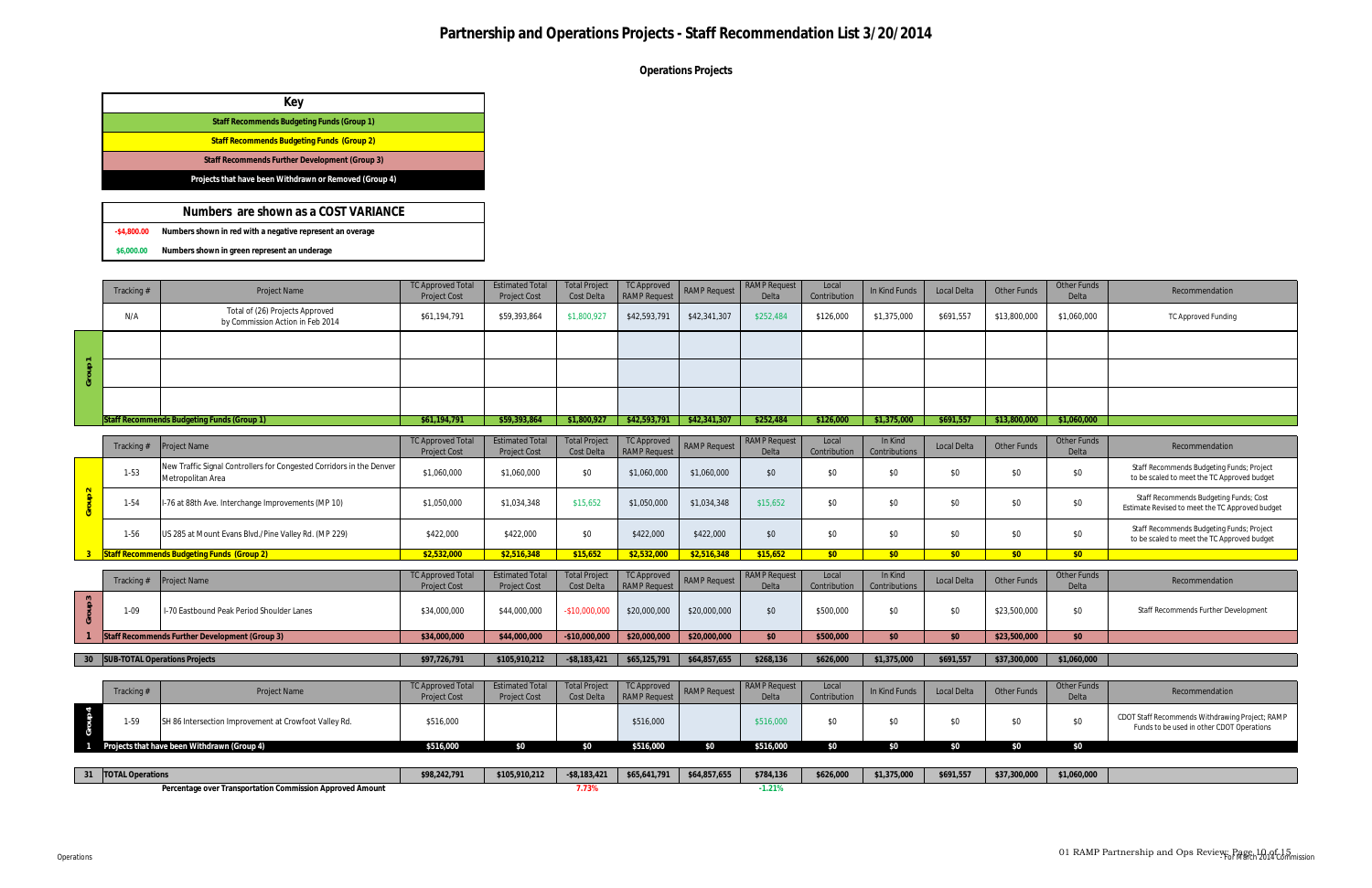# Partnership and Operations Projects - Staff Recommendation List 3/20/2014

## Operations Projects

| Key |
|---|
| Staff Recommends Budgeting Funds (Group 1) |
| Staff Recommends Budgeting Funds (Group 2) |
| Staff Recommends Further Development (Group 3) |
| Projects that have been Withdrawn or Removed (Group 4) |

| Numbers are shown as a COST VARIANCE | |
|---|---|
| -$4,800.00 | Numbers shown in red with a negative represent an overage |
| $6,000.00 | Numbers shown in green represent an underage |

| | Tracking # | Project Name | TC Approved Total Project Cost | Estimated Total Project Cost | Total Project Cost Delta | TC Approved RAMP Request | RAMP Request | RAMP Request Delta | Local Contribution | In Kind Funds | Local Delta | Other Funds | Other Funds Delta | Recommendation |
|---|---|---|---|---|---|---|---|---|---|---|---|---|---|---|
| | N/A | Total of (26) Projects Approved by Commission Action in Feb 2014 | $61,194,791 | $59,393,864 | $1,800,927 | $42,593,791 | $42,341,307 | $252,484 | $126,000 | $1,375,000 | $691,557 | $13,800,000 | $1,060,000 | TC Approved Funding |
| Group 1 | | | | | | | | | | | | | | |
| | | | | | | | | | | | | | | |
| | | | | | | | | | | | | | | |
| | | Staff Recommends Budgeting Funds (Group 1) | $61,194,791 | $59,393,864 | $1,800,927 | $42,593,791 | $42,341,307 | $252,484 | $126,000 | $1,375,000 | $691,557 | $13,800,000 | $1,060,000 | |

| | Tracking # | Project Name | TC Approved Total Project Cost | Estimated Total Project Cost | Total Project Cost Delta | TC Approved RAMP Request | RAMP Request | RAMP Request Delta | Local Contribution | In Kind Contributions | Local Delta | Other Funds | Other Funds Delta | Recommendation |
|---|---|---|---|---|---|---|---|---|---|---|---|---|---|---|
| Group 2 | 1-53 | New Traffic Signal Controllers for Congested Corridors in the Denver Metropolitan Area | $1,060,000 | $1,060,000 | $0 | $1,060,000 | $1,060,000 | $0 | $0 | $0 | $0 | $0 | $0 | Staff Recommends Budgeting Funds; Project to be scaled to meet the TC Approved budget |
| | 1-54 | I-76 at 88th Ave. Interchange Improvements (MP 10) | $1,050,000 | $1,034,348 | $15,652 | $1,050,000 | $1,034,348 | $15,652 | $0 | $0 | $0 | $0 | $0 | Staff Recommends Budgeting Funds; Cost Estimate Revised to meet the TC Approved budget |
| | 1-56 | US 285 at Mount Evans Blvd./Pine Valley Rd. (MP 229) | $422,000 | $422,000 | $0 | $422,000 | $422,000 | $0 | $0 | $0 | $0 | $0 | $0 | Staff Recommends Budgeting Funds; Project to be scaled to meet the TC Approved budget |
| 3 | | Staff Recommends Budgeting Funds (Group 2) | $2,532,000 | $2,516,348 | $15,652 | $2,532,000 | $2,516,348 | $15,652 | $0 | $0 | $0 | $0 | $0 | |

| | Tracking # | Project Name | TC Approved Total Project Cost | Estimated Total Project Cost | Total Project Cost Delta | TC Approved RAMP Request | RAMP Request | RAMP Request Delta | Local Contribution | In Kind Contributions | Local Delta | Other Funds | Other Funds Delta | Recommendation |
|---|---|---|---|---|---|---|---|---|---|---|---|---|---|---|
| Group 3 | 1-09 | I-70 Eastbound Peak Period Shoulder Lanes | $34,000,000 | $44,000,000 | -$10,000,000 | $20,000,000 | $20,000,000 | $0 | $500,000 | $0 | $0 | $23,500,000 | $0 | Staff Recommends Further Development |
| 1 | | Staff Recommends Further Development (Group 3) | $34,000,000 | $44,000,000 | -$10,000,000 | $20,000,000 | $20,000,000 | $0 | $500,000 | $0 | $0 | $23,500,000 | $0 | |
| 30 | | SUB-TOTAL Operations Projects | $97,726,791 | $105,910,212 | -$8,183,421 | $65,125,791 | $64,857,655 | $268,136 | $626,000 | $1,375,000 | $691,557 | $37,300,000 | $1,060,000 | |

| | Tracking # | Project Name | TC Approved Total Project Cost | Estimated Total Project Cost | Total Project Cost Delta | TC Approved RAMP Request | RAMP Request | RAMP Request Delta | Local Contribution | In Kind Funds | Local Delta | Other Funds | Other Funds Delta | Recommendation |
|---|---|---|---|---|---|---|---|---|---|---|---|---|---|---|
| Group 4 | 1-59 | SH 86 Intersection Improvement at Crowfoot Valley Rd. | $516,000 | | | $516,000 | | $516,000 | $0 | $0 | $0 | $0 | $0 | CDOT Staff Recommends Withdrawing Project; RAMP Funds to be used in other CDOT Operations |
| 1 | | Projects that have been Withdrawn (Group 4) | $516,000 | $0 | $0 | $516,000 | $0 | $516,000 | $0 | $0 | $0 | $0 | $0 | |

| | | | | | | | | | | | | | |
|---|---|---|---|---|---|---|---|---|---|---|---|---|---|
| 31 | TOTAL Operations | $98,242,791 | $105,910,212 | -$8,183,421 | $65,641,791 | $64,857,655 | $784,136 | $626,000 | $1,375,000 | $691,557 | $37,300,000 | $1,060,000 | |
| | Percentage over Transportation Commission Approved Amount | | | 7.73% | | | -1.21% | | | | | | |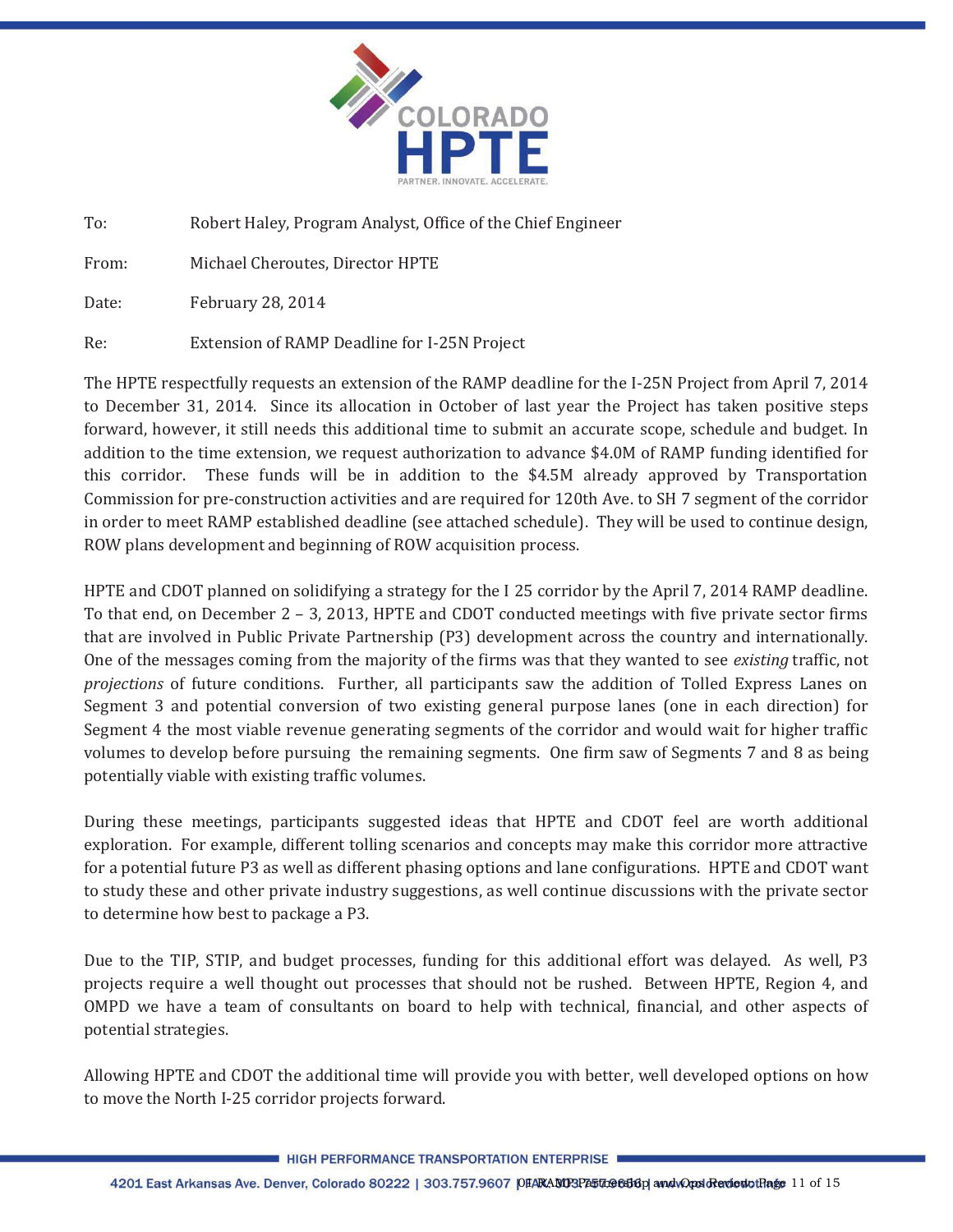COLORADO HPTE

PARTNER. INNOVATE. ACCELERATE.

To: Robert Haley, Program Analyst, Office of the Chief Engineer

From: Michael Cheroutes, Director HPTE

Date: February 28, 2014

Re: Extension of RAMP Deadline for I-25N Project

The HPTE respectfully requests an extension of the RAMP deadline for the I-25N Project from April 7, 2014 to December 31, 2014. Since its allocation in October of last year the Project has taken positive steps forward, however, it still needs this additional time to submit an accurate scope, schedule and budget. In addition to the time extension, we request authorization to advance $4.0M of RAMP funding identified for this corridor. These funds will be in addition to the $4.5M already approved by Transportation Commission for pre-construction activities and are required for 120th Ave. to SH 7 segment of the corridor in order to meet RAMP established deadline (see attached schedule). They will be used to continue design, ROW plans development and beginning of ROW acquisition process.

HPTE and CDOT planned on solidifying a strategy for the I 25 corridor by the April 7, 2014 RAMP deadline. To that end, on December 2 – 3, 2013, HPTE and CDOT conducted meetings with five private sector firms that are involved in Public Private Partnership (P3) development across the country and internationally. One of the messages coming from the majority of the firms was that they wanted to see *existing* traffic, not *projections* of future conditions. Further, all participants saw the addition of Tolled Express Lanes on Segment 3 and potential conversion of two existing general purpose lanes (one in each direction) for Segment 4 the most viable revenue generating segments of the corridor and would wait for higher traffic volumes to develop before pursuing the remaining segments. One firm saw of Segments 7 and 8 as being potentially viable with existing traffic volumes.

During these meetings, participants suggested ideas that HPTE and CDOT feel are worth additional exploration. For example, different tolling scenarios and concepts may make this corridor more attractive for a potential future P3 as well as different phasing options and lane configurations. HPTE and CDOT want to study these and other private industry suggestions, as well continue discussions with the private sector to determine how best to package a P3.

Due to the TIP, STIP, and budget processes, funding for this additional effort was delayed. As well, P3 projects require a well thought out processes that should not be rushed. Between HPTE, Region 4, and OMPD we have a team of consultants on board to help with technical, financial, and other aspects of potential strategies.

Allowing HPTE and CDOT the additional time will provide you with better, well developed options on how to move the North I-25 corridor projects forward.

HIGH PERFORMANCE TRANSPORTATION ENTERPRISE

4201 East Arkansas Ave. Denver, Colorado 80222 | 303.757.9607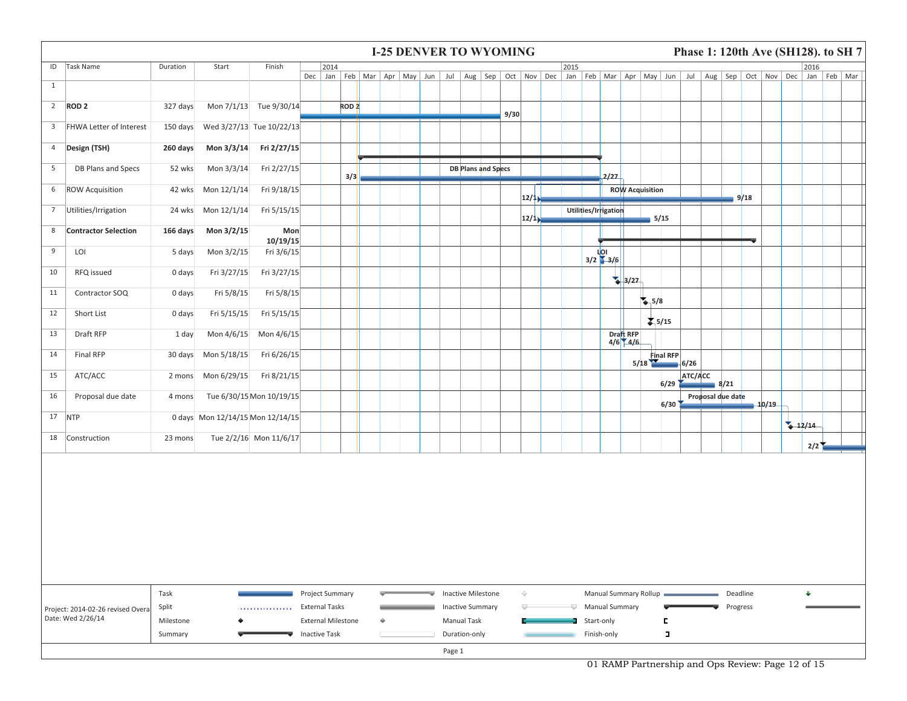# I-25 DENVER TO WYOMING

## Phase 1: 120th Ave (SH128). to SH 7

| ID | Task Name | Duration | Start | Finish |
|---|---|---|---|---|
| 1 | | | | |
| 2 | **ROD 2** | 327 days | Mon 7/1/13 | Tue 9/30/14 |
| 3 | FHWA Letter of Interest | 150 days | Wed 3/27/13 | Tue 10/22/13 |
| 4 | **Design (TSH)** | **260 days** | **Mon 3/3/14** | **Fri 2/27/15** |
| 5 | DB Plans and Specs | 52 wks | Mon 3/3/14 | Fri 2/27/15 |
| 6 | ROW Acquisition | 42 wks | Mon 12/1/14 | Fri 9/18/15 |
| 7 | Utilities/Irrigation | 24 wks | Mon 12/1/14 | Fri 5/15/15 |
| 8 | **Contractor Selection** | **166 days** | **Mon 3/2/15** | **Mon 10/19/15** |
| 9 | LOI | 5 days | Mon 3/2/15 | Fri 3/6/15 |
| 10 | RFQ issued | 0 days | Fri 3/27/15 | Fri 3/27/15 |
| 11 | Contractor SOQ | 0 days | Fri 5/8/15 | Fri 5/8/15 |
| 12 | Short List | 0 days | Fri 5/15/15 | Fri 5/15/15 |
| 13 | Draft RFP | 1 day | Mon 4/6/15 | Mon 4/6/15 |
| 14 | Final RFP | 30 days | Mon 5/18/15 | Fri 6/26/15 |
| 15 | ATC/ACC | 2 mons | Mon 6/29/15 | Fri 8/21/15 |
| 16 | Proposal due date | 4 mons | Tue 6/30/15 | Mon 10/19/15 |
| 17 | NTP | 0 days | Mon 12/14/15 | Mon 12/14/15 |
| 18 | Construction | 23 mons | Tue 2/2/16 | Mon 11/6/17 |

2014
Dec Jan Feb Mar Apr May Jun Jul Aug Sep Oct Nov Dec
2015
Jan Feb Mar Apr May Jun Jul Aug Sep Oct Nov Dec
2016
Jan Feb Mar

ROD 2 9/30
3/3 DB Plans and Specs 2/27
12/1 ROW Acquisition 9/18
12/1 Utilities/Irrigation 5/15
LOI 3/2 3/6
3/27
5/8
5/15
Draft RFP 4/6 4/6
Final RFP 5/18 6/26
ATC/ACC 6/29 8/21
Proposal due date 6/30 10/19
12/14
2/2

Project: 2014-02-26 revised Overa
Date: Wed 2/26/14

Task, Split, Milestone, Summary, Project Summary, External Tasks, External Milestone, Inactive Task, Inactive Milestone, Inactive Summary, Manual Task, Duration-only, Manual Summary Rollup, Manual Summary, Start-only, Finish-only, Deadline, Progress

01 RAMP Partnership and Ops Review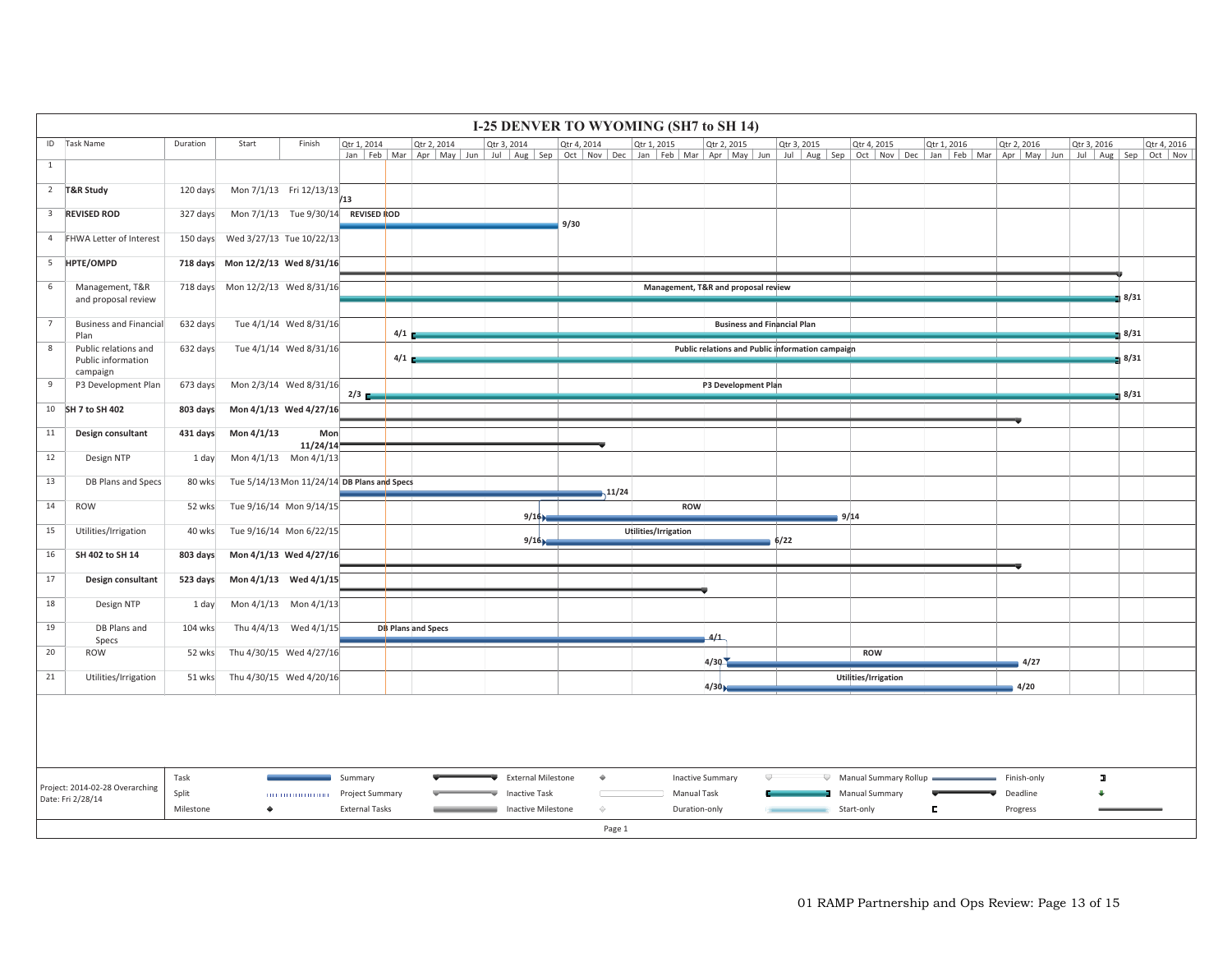# I-25 DENVER TO WYOMING (SH7 to SH 14)

| ID | Task Name | Duration | Start | Finish |
|---|---|---|---|---|
| 1 | | | | |
| 2 | **T&R Study** | 120 days | Mon 7/1/13 | Fri 12/13/13 |
| 3 | **REVISED ROD** | 327 days | Mon 7/1/13 | Tue 9/30/14 |
| 4 | FHWA Letter of Interest | 150 days | Wed 3/27/13 | Tue 10/22/13 |
| 5 | **HPTE/OMPD** | **718 days** | **Mon 12/2/13** | **Wed 8/31/16** |
| 6 | Management, T&R and proposal review | 718 days | Mon 12/2/13 | Wed 8/31/16 |
| 7 | Business and Financial Plan | 632 days | Tue 4/1/14 | Wed 8/31/16 |
| 8 | Public relations and Public information campaign | 632 days | Tue 4/1/14 | Wed 8/31/16 |
| 9 | P3 Development Plan | 673 days | Mon 2/3/14 | Wed 8/31/16 |
| 10 | **SH 7 to SH 402** | **803 days** | **Mon 4/1/13** | **Wed 4/27/16** |
| 11 | **Design consultant** | **431 days** | **Mon 4/1/13** | **Mon 11/24/14** |
| 12 | Design NTP | 1 day | Mon 4/1/13 | Mon 4/1/13 |
| 13 | DB Plans and Specs | 80 wks | Tue 5/14/13 | Mon 11/24/14 |
| 14 | ROW | 52 wks | Tue 9/16/14 | Mon 9/14/15 |
| 15 | Utilities/Irrigation | 40 wks | Tue 9/16/14 | Mon 6/22/15 |
| 16 | **SH 402 to SH 14** | **803 days** | **Mon 4/1/13** | **Wed 4/27/16** |
| 17 | **Design consultant** | **523 days** | **Mon 4/1/13** | **Wed 4/1/15** |
| 18 | Design NTP | 1 day | Mon 4/1/13 | Mon 4/1/13 |
| 19 | DB Plans and Specs | 104 wks | Thu 4/4/13 | Wed 4/1/15 |
| 20 | ROW | 52 wks | Thu 4/30/15 | Wed 4/27/16 |
| 21 | Utilities/Irrigation | 51 wks | Thu 4/30/15 | Wed 4/20/16 |

Qtr 1, 2014 | Qtr 2, 2014 | Qtr 3, 2014 | Qtr 4, 2014 | Qtr 1, 2015 | Qtr 2, 2015 | Qtr 3, 2015 | Qtr 4, 2015 | Qtr 1, 2016 | Qtr 2, 2016 | Qtr 3, 2016 | Qtr 4, 2016

Jan Feb Mar Apr May Jun Jul Aug Sep Oct Nov Dec Jan Feb Mar Apr May Jun Jul Aug Sep Oct Nov Dec Jan Feb Mar Apr May Jun Jul Aug Sep Oct Nov

/13

REVISED ROD 9/30

Management, T&R and proposal review 8/31

4/1 Business and Financial Plan 8/31

4/1 Public relations and Public information campaign 8/31

2/3 P3 Development Plan 8/31

DB Plans and Specs 11/24

9/16 ROW 9/14

9/16 Utilities/Irrigation 6/22

DB Plans and Specs 4/1

4/30 ROW 4/27

4/30 Utilities/Irrigation 4/20

Project: 2014-02-28 Overarching
Date: Fri 2/28/14

Task | Split | Milestone | Summary | Project Summary | External Tasks | External Milestone | Inactive Task | Inactive Milestone | Inactive Summary | Manual Task | Duration-only | Manual Summary Rollup | Manual Summary | Start-only | Finish-only | Deadline | Progress

Page 1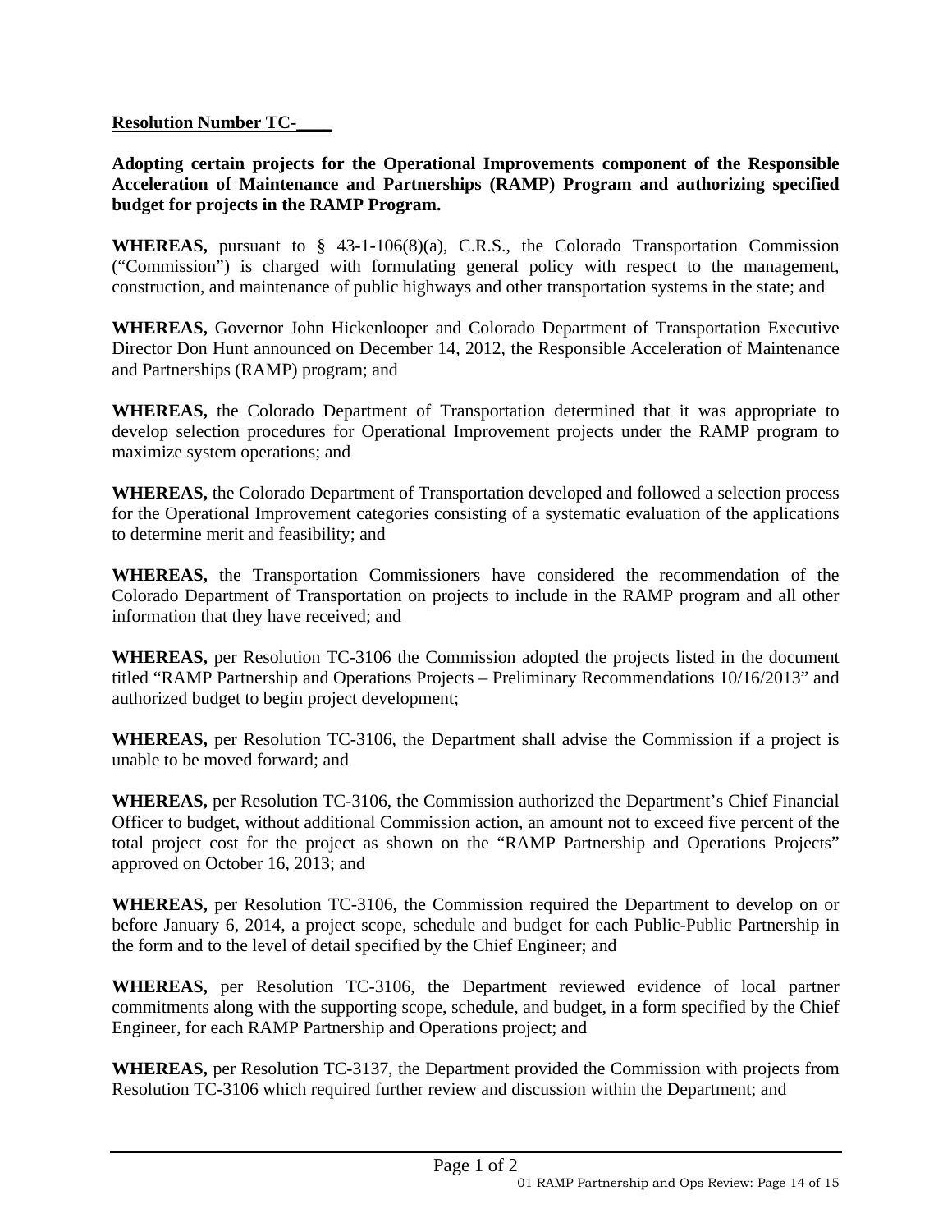**Resolution Number TC-____**

**Adopting certain projects for the Operational Improvements component of the Responsible Acceleration of Maintenance and Partnerships (RAMP) Program and authorizing specified budget for projects in the RAMP Program.**

**WHEREAS,** pursuant to § 43-1-106(8)(a), C.R.S., the Colorado Transportation Commission ("Commission") is charged with formulating general policy with respect to the management, construction, and maintenance of public highways and other transportation systems in the state; and

**WHEREAS,** Governor John Hickenlooper and Colorado Department of Transportation Executive Director Don Hunt announced on December 14, 2012, the Responsible Acceleration of Maintenance and Partnerships (RAMP) program; and

**WHEREAS,** the Colorado Department of Transportation determined that it was appropriate to develop selection procedures for Operational Improvement projects under the RAMP program to maximize system operations; and

**WHEREAS,** the Colorado Department of Transportation developed and followed a selection process for the Operational Improvement categories consisting of a systematic evaluation of the applications to determine merit and feasibility; and

**WHEREAS,** the Transportation Commissioners have considered the recommendation of the Colorado Department of Transportation on projects to include in the RAMP program and all other information that they have received; and

**WHEREAS,** per Resolution TC-3106 the Commission adopted the projects listed in the document titled "RAMP Partnership and Operations Projects – Preliminary Recommendations 10/16/2013" and authorized budget to begin project development;

**WHEREAS,** per Resolution TC-3106, the Department shall advise the Commission if a project is unable to be moved forward; and

**WHEREAS,** per Resolution TC-3106, the Commission authorized the Department's Chief Financial Officer to budget, without additional Commission action, an amount not to exceed five percent of the total project cost for the project as shown on the "RAMP Partnership and Operations Projects" approved on October 16, 2013; and

**WHEREAS,** per Resolution TC-3106, the Commission required the Department to develop on or before January 6, 2014, a project scope, schedule and budget for each Public-Public Partnership in the form and to the level of detail specified by the Chief Engineer; and

**WHEREAS,** per Resolution TC-3106, the Department reviewed evidence of local partner commitments along with the supporting scope, schedule, and budget, in a form specified by the Chief Engineer, for each RAMP Partnership and Operations project; and

**WHEREAS,** per Resolution TC-3137, the Department provided the Commission with projects from Resolution TC-3106 which required further review and discussion within the Department; and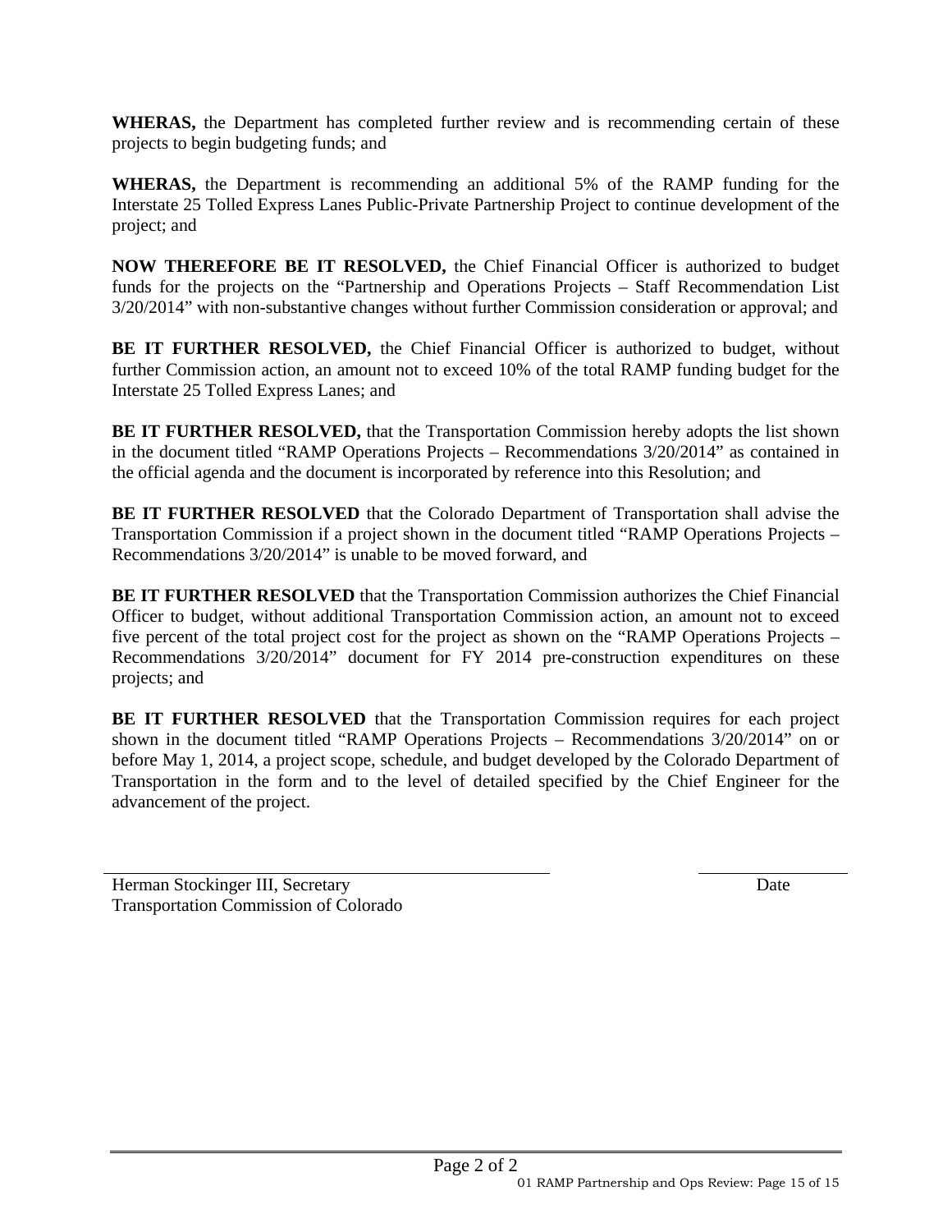**WHERAS,** the Department has completed further review and is recommending certain of these projects to begin budgeting funds; and

**WHERAS,** the Department is recommending an additional 5% of the RAMP funding for the Interstate 25 Tolled Express Lanes Public-Private Partnership Project to continue development of the project; and

**NOW THEREFORE BE IT RESOLVED,** the Chief Financial Officer is authorized to budget funds for the projects on the "Partnership and Operations Projects – Staff Recommendation List 3/20/2014" with non-substantive changes without further Commission consideration or approval; and

**BE IT FURTHER RESOLVED,** the Chief Financial Officer is authorized to budget, without further Commission action, an amount not to exceed 10% of the total RAMP funding budget for the Interstate 25 Tolled Express Lanes; and

**BE IT FURTHER RESOLVED,** that the Transportation Commission hereby adopts the list shown in the document titled "RAMP Operations Projects – Recommendations 3/20/2014" as contained in the official agenda and the document is incorporated by reference into this Resolution; and

**BE IT FURTHER RESOLVED** that the Colorado Department of Transportation shall advise the Transportation Commission if a project shown in the document titled "RAMP Operations Projects – Recommendations 3/20/2014" is unable to be moved forward, and

**BE IT FURTHER RESOLVED** that the Transportation Commission authorizes the Chief Financial Officer to budget, without additional Transportation Commission action, an amount not to exceed five percent of the total project cost for the project as shown on the "RAMP Operations Projects – Recommendations 3/20/2014" document for FY 2014 pre-construction expenditures on these projects; and

**BE IT FURTHER RESOLVED** that the Transportation Commission requires for each project shown in the document titled "RAMP Operations Projects – Recommendations 3/20/2014" on or before May 1, 2014, a project scope, schedule, and budget developed by the Colorado Department of Transportation in the form and to the level of detailed specified by the Chief Engineer for the advancement of the project.

Herman Stockinger III, Secretary
Transportation Commission of Colorado

Date